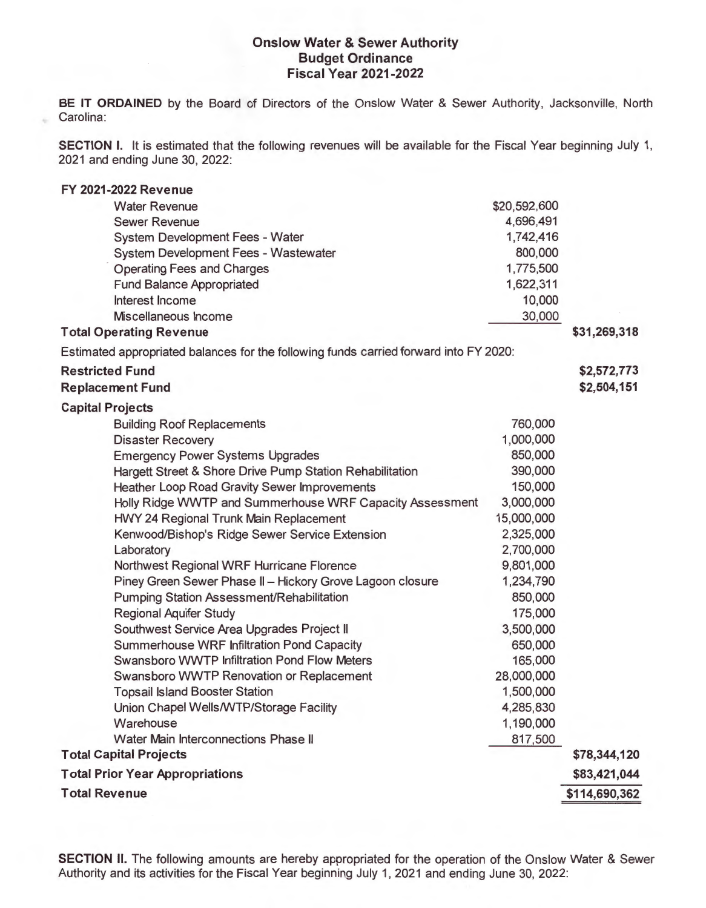**Onslow Water & Sewer Authority**
**Budget Ordinance**
**Fiscal Year 2021-2022**

**BE IT ORDAINED** by the Board of Directors of the Onslow Water & Sewer Authority, Jacksonville, North Carolina:

**SECTION I.** It is estimated that the following revenues will be available for the Fiscal Year beginning July 1, 2021 and ending June 30, 2022:

| | | |
|---|---|---|
| **FY 2021-2022 Revenue** | | |
| Water Revenue | $20,592,600 | |
| Sewer Revenue | 4,696,491 | |
| System Development Fees - Water | 1,742,416 | |
| System Development Fees - Wastewater | 800,000 | |
| Operating Fees and Charges | 1,775,500 | |
| Fund Balance Appropriated | 1,622,311 | |
| Interest Income | 10,000 | |
| Miscellaneous Income | 30,000 | |
| **Total Operating Revenue** | | **$31,269,318** |
| Estimated appropriated balances for the following funds carried forward into FY 2020: | | |
| **Restricted Fund** | | **$2,572,773** |
| **Replacement Fund** | | **$2,504,151** |
| **Capital Projects** | | |
| Building Roof Replacements | 760,000 | |
| Disaster Recovery | 1,000,000 | |
| Emergency Power Systems Upgrades | 850,000 | |
| Hargett Street & Shore Drive Pump Station Rehabilitation | 390,000 | |
| Heather Loop Road Gravity Sewer Improvements | 150,000 | |
| Holly Ridge WWTP and Summerhouse WRF Capacity Assessment | 3,000,000 | |
| HWY 24 Regional Trunk Main Replacement | 15,000,000 | |
| Kenwood/Bishop's Ridge Sewer Service Extension | 2,325,000 | |
| Laboratory | 2,700,000 | |
| Northwest Regional WRF Hurricane Florence | 9,801,000 | |
| Piney Green Sewer Phase II – Hickory Grove Lagoon closure | 1,234,790 | |
| Pumping Station Assessment/Rehabilitation | 850,000 | |
| Regional Aquifer Study | 175,000 | |
| Southwest Service Area Upgrades Project II | 3,500,000 | |
| Summerhouse WRF Infiltration Pond Capacity | 650,000 | |
| Swansboro WWTP Infiltration Pond Flow Meters | 165,000 | |
| Swansboro WWTP Renovation or Replacement | 28,000,000 | |
| Topsail Island Booster Station | 1,500,000 | |
| Union Chapel Wells/WTP/Storage Facility | 4,285,830 | |
| Warehouse | 1,190,000 | |
| Water Main Interconnections Phase II | 817,500 | |
| **Total Capital Projects** | | **$78,344,120** |
| **Total Prior Year Appropriations** | | **$83,421,044** |
| **Total Revenue** | | **$114,690,362** |

**SECTION II.** The following amounts are hereby appropriated for the operation of the Onslow Water & Sewer Authority and its activities for the Fiscal Year beginning July 1, 2021 and ending June 30, 2022: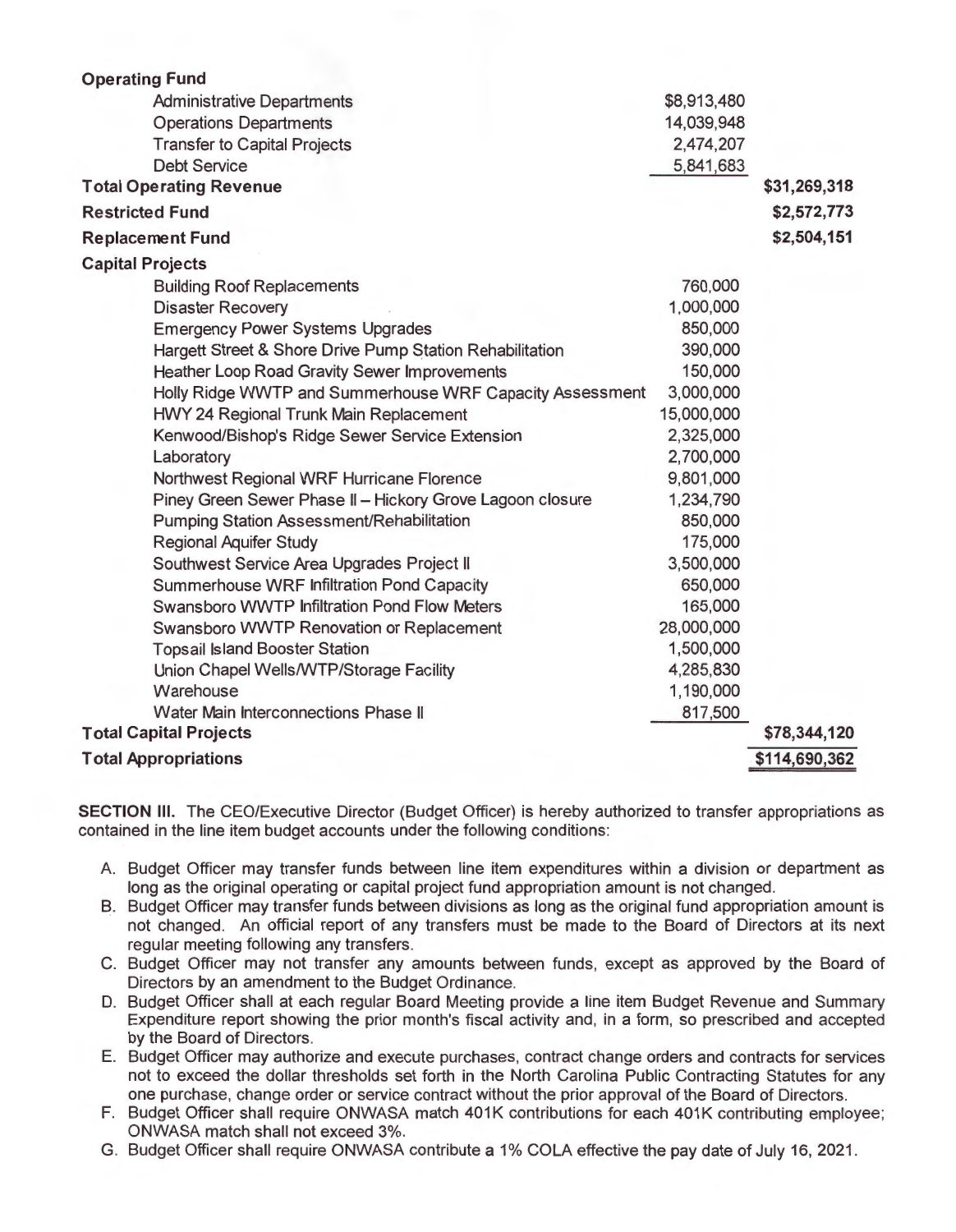| | | |
|---|---|---|
| **Operating Fund** | | |
| Administrative Departments | $8,913,480 | |
| Operations Departments | 14,039,948 | |
| Transfer to Capital Projects | 2,474,207 | |
| Debt Service | 5,841,683 | |
| **Total Operating Revenue** | | **$31,269,318** |
| **Restricted Fund** | | **$2,572,773** |
| **Replacement Fund** | | **$2,504,151** |
| **Capital Projects** | | |
| Building Roof Replacements | 760,000 | |
| Disaster Recovery | 1,000,000 | |
| Emergency Power Systems Upgrades | 850,000 | |
| Hargett Street & Shore Drive Pump Station Rehabilitation | 390,000 | |
| Heather Loop Road Gravity Sewer Improvements | 150,000 | |
| Holly Ridge WWTP and Summerhouse WRF Capacity Assessment | 3,000,000 | |
| HWY 24 Regional Trunk Main Replacement | 15,000,000 | |
| Kenwood/Bishop's Ridge Sewer Service Extension | 2,325,000 | |
| Laboratory | 2,700,000 | |
| Northwest Regional WRF Hurricane Florence | 9,801,000 | |
| Piney Green Sewer Phase II – Hickory Grove Lagoon closure | 1,234,790 | |
| Pumping Station Assessment/Rehabilitation | 850,000 | |
| Regional Aquifer Study | 175,000 | |
| Southwest Service Area Upgrades Project II | 3,500,000 | |
| Summerhouse WRF Infiltration Pond Capacity | 650,000 | |
| Swansboro WWTP Infiltration Pond Flow Meters | 165,000 | |
| Swansboro WWTP Renovation or Replacement | 28,000,000 | |
| Topsail Island Booster Station | 1,500,000 | |
| Union Chapel Wells/WTP/Storage Facility | 4,285,830 | |
| Warehouse | 1,190,000 | |
| Water Main Interconnections Phase II | 817,500 | |
| **Total Capital Projects** | | **$78,344,120** |
| **Total Appropriations** | | **$114,690,362** |

**SECTION III.** The CEO/Executive Director (Budget Officer) is hereby authorized to transfer appropriations as contained in the line item budget accounts under the following conditions:

A. Budget Officer may transfer funds between line item expenditures within a division or department as long as the original operating or capital project fund appropriation amount is not changed.
B. Budget Officer may transfer funds between divisions as long as the original fund appropriation amount is not changed. An official report of any transfers must be made to the Board of Directors at its next regular meeting following any transfers.
C. Budget Officer may not transfer any amounts between funds, except as approved by the Board of Directors by an amendment to the Budget Ordinance.
D. Budget Officer shall at each regular Board Meeting provide a line item Budget Revenue and Summary Expenditure report showing the prior month's fiscal activity and, in a form, so prescribed and accepted by the Board of Directors.
E. Budget Officer may authorize and execute purchases, contract change orders and contracts for services not to exceed the dollar thresholds set forth in the North Carolina Public Contracting Statutes for any one purchase, change order or service contract without the prior approval of the Board of Directors.
F. Budget Officer shall require ONWASA match 401K contributions for each 401K contributing employee; ONWASA match shall not exceed 3%.
G. Budget Officer shall require ONWASA contribute a 1% COLA effective the pay date of July 16, 2021.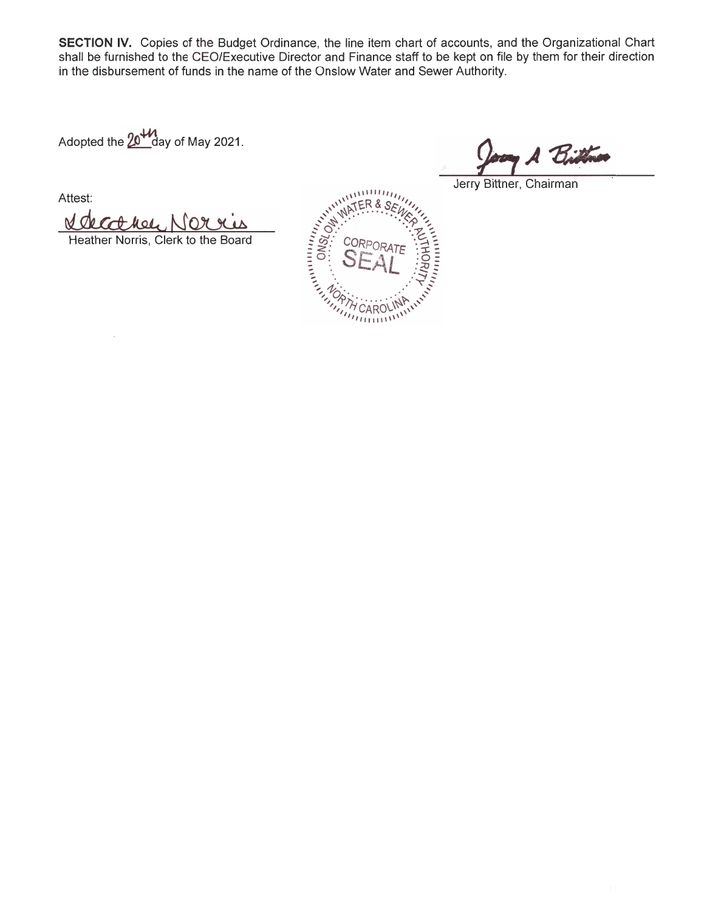**SECTION IV.** Copies of the Budget Ordinance, the line item chart of accounts, and the Organizational Chart shall be furnished to the CEO/Executive Director and Finance staff to be kept on file by them for their direction in the disbursement of funds in the name of the Onslow Water and Sewer Authority.

Adopted the 20th day of May 2021.

Jerry A Bittner

Jerry Bittner, Chairman

Attest:

Heather Norris

Heather Norris, Clerk to the Board

ONSLOW WATER & SEWER AUTHORITY
CORPORATE SEAL
NORTH CAROLINA